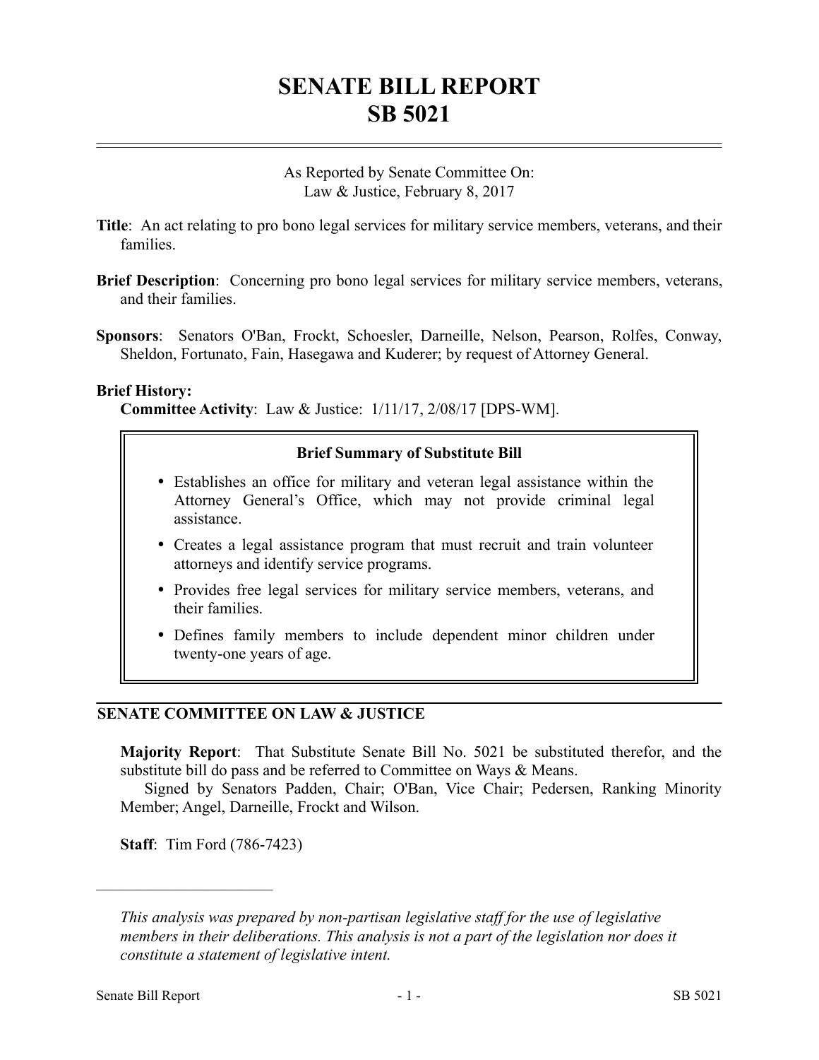# SENATE BILL REPORT
# SB 5021

As Reported by Senate Committee On:
Law & Justice, February 8, 2017

**Title**: An act relating to pro bono legal services for military service members, veterans, and their families.

**Brief Description**: Concerning pro bono legal services for military service members, veterans, and their families.

**Sponsors**: Senators O'Ban, Frockt, Schoesler, Darneille, Nelson, Pearson, Rolfes, Conway, Sheldon, Fortunato, Fain, Hasegawa and Kuderer; by request of Attorney General.

**Brief History:**
**Committee Activity**: Law & Justice: 1/11/17, 2/08/17 [DPS-WM].

**Brief Summary of Substitute Bill**

- Establishes an office for military and veteran legal assistance within the Attorney General's Office, which may not provide criminal legal assistance.
- Creates a legal assistance program that must recruit and train volunteer attorneys and identify service programs.
- Provides free legal services for military service members, veterans, and their families.
- Defines family members to include dependent minor children under twenty-one years of age.

## SENATE COMMITTEE ON LAW & JUSTICE

**Majority Report**: That Substitute Senate Bill No. 5021 be substituted therefor, and the substitute bill do pass and be referred to Committee on Ways & Means.

Signed by Senators Padden, Chair; O'Ban, Vice Chair; Pedersen, Ranking Minority Member; Angel, Darneille, Frockt and Wilson.

**Staff**: Tim Ford (786-7423)

---

*This analysis was prepared by non-partisan legislative staff for the use of legislative members in their deliberations. This analysis is not a part of the legislation nor does it constitute a statement of legislative intent.*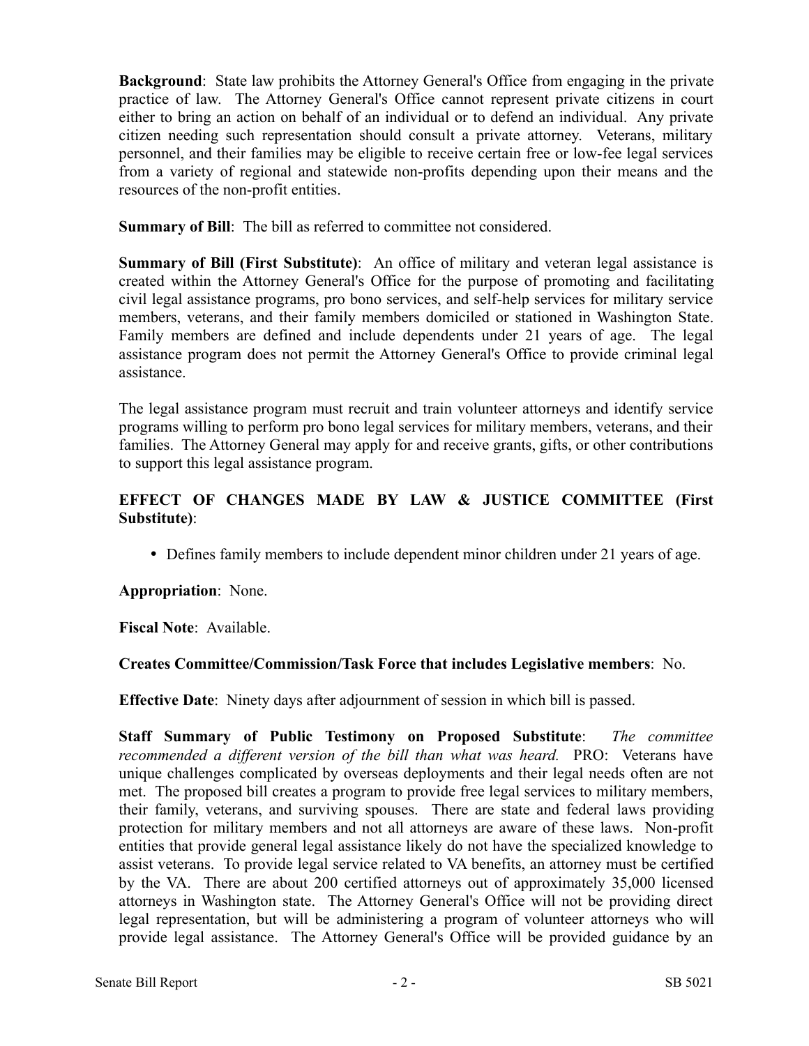**Background**: State law prohibits the Attorney General's Office from engaging in the private practice of law. The Attorney General's Office cannot represent private citizens in court either to bring an action on behalf of an individual or to defend an individual. Any private citizen needing such representation should consult a private attorney. Veterans, military personnel, and their families may be eligible to receive certain free or low-fee legal services from a variety of regional and statewide non-profits depending upon their means and the resources of the non-profit entities.

**Summary of Bill**: The bill as referred to committee not considered.

**Summary of Bill (First Substitute)**: An office of military and veteran legal assistance is created within the Attorney General's Office for the purpose of promoting and facilitating civil legal assistance programs, pro bono services, and self-help services for military service members, veterans, and their family members domiciled or stationed in Washington State. Family members are defined and include dependents under 21 years of age. The legal assistance program does not permit the Attorney General's Office to provide criminal legal assistance.

The legal assistance program must recruit and train volunteer attorneys and identify service programs willing to perform pro bono legal services for military members, veterans, and their families. The Attorney General may apply for and receive grants, gifts, or other contributions to support this legal assistance program.

**EFFECT OF CHANGES MADE BY LAW & JUSTICE COMMITTEE (First Substitute)**:

- Defines family members to include dependent minor children under 21 years of age.

**Appropriation**: None.

**Fiscal Note**: Available.

**Creates Committee/Commission/Task Force that includes Legislative members**: No.

**Effective Date**: Ninety days after adjournment of session in which bill is passed.

**Staff Summary of Public Testimony on Proposed Substitute**: *The committee recommended a different version of the bill than what was heard.* PRO: Veterans have unique challenges complicated by overseas deployments and their legal needs often are not met. The proposed bill creates a program to provide free legal services to military members, their family, veterans, and surviving spouses. There are state and federal laws providing protection for military members and not all attorneys are aware of these laws. Non-profit entities that provide general legal assistance likely do not have the specialized knowledge to assist veterans. To provide legal service related to VA benefits, an attorney must be certified by the VA. There are about 200 certified attorneys out of approximately 35,000 licensed attorneys in Washington state. The Attorney General's Office will not be providing direct legal representation, but will be administering a program of volunteer attorneys who will provide legal assistance. The Attorney General's Office will be provided guidance by an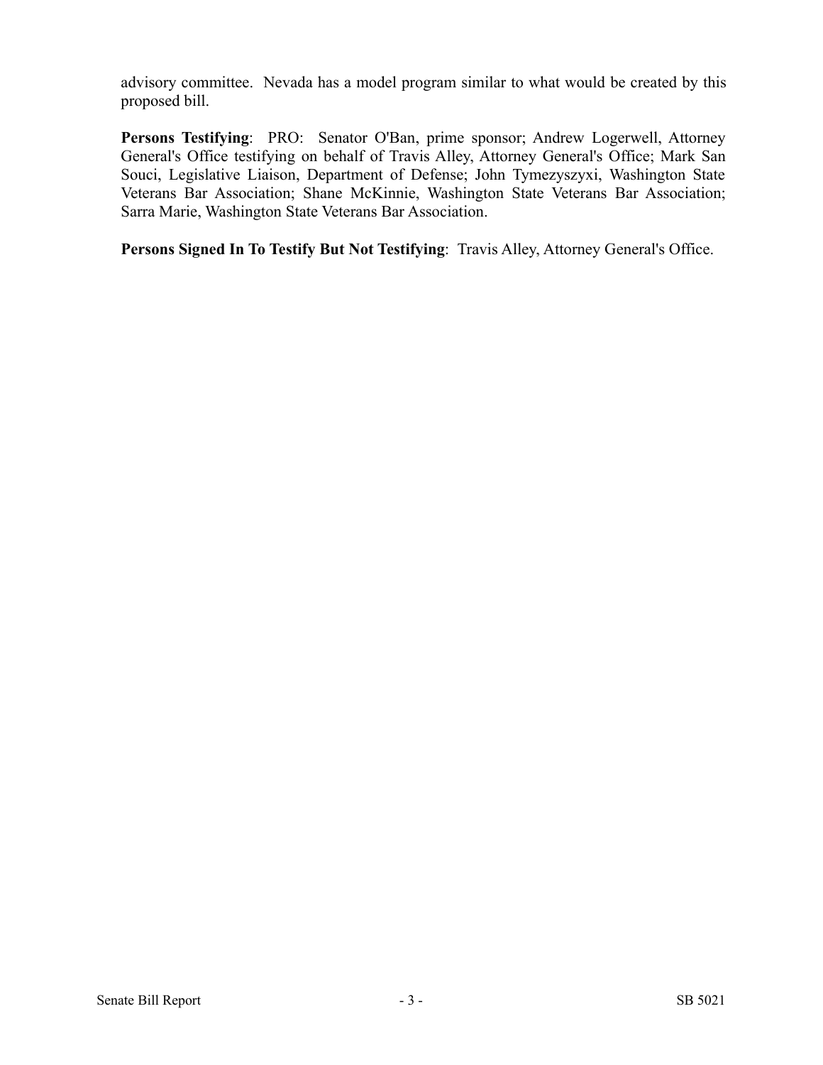advisory committee. Nevada has a model program similar to what would be created by this proposed bill.

**Persons Testifying**: PRO: Senator O'Ban, prime sponsor; Andrew Logerwell, Attorney General's Office testifying on behalf of Travis Alley, Attorney General's Office; Mark San Souci, Legislative Liaison, Department of Defense; John Tymezyszyxi, Washington State Veterans Bar Association; Shane McKinnie, Washington State Veterans Bar Association; Sarra Marie, Washington State Veterans Bar Association.

**Persons Signed In To Testify But Not Testifying**: Travis Alley, Attorney General's Office.